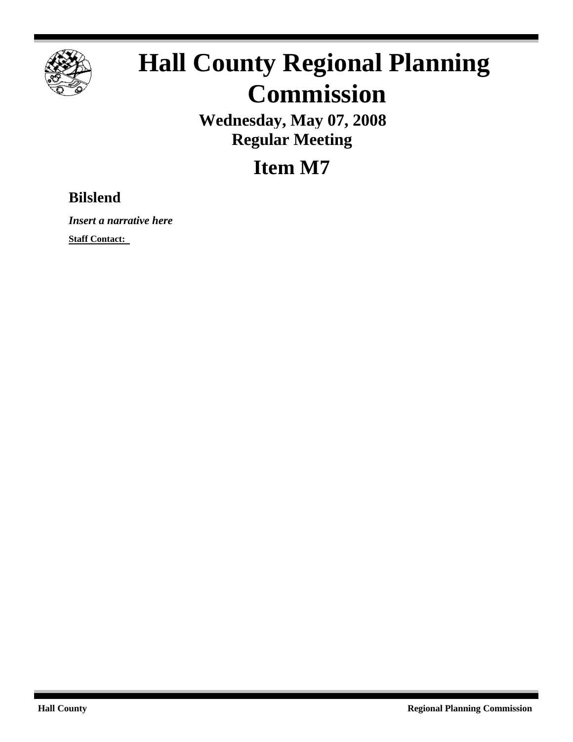# Hall County Regional Planning Commission

**Wednesday, May 07, 2008**
**Regular Meeting**

## Item M7

### Bilslend

***Insert a narrative here***

**Staff Contact:**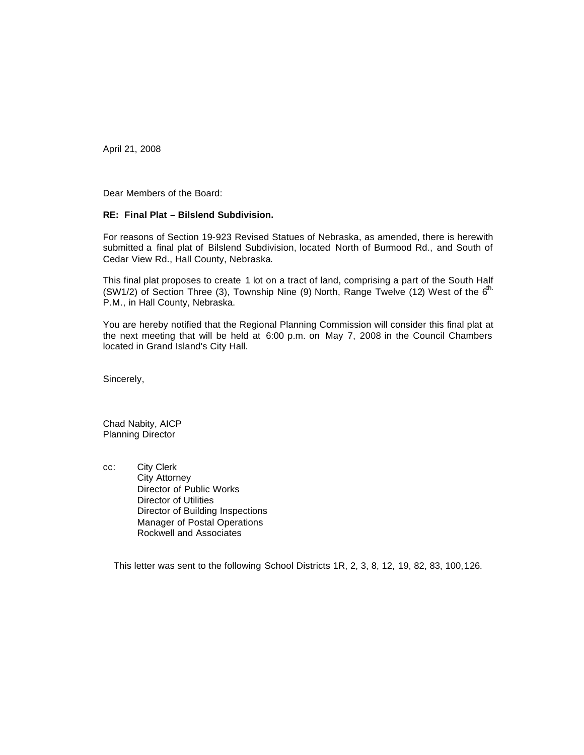April 21, 2008

Dear Members of the Board:

**RE: Final Plat – Bilslend Subdivision.**

For reasons of Section 19-923 Revised Statues of Nebraska, as amended, there is herewith submitted a final plat of Bilslend Subdivision, located North of Burmood Rd., and South of Cedar View Rd., Hall County, Nebraska.

This final plat proposes to create 1 lot on a tract of land, comprising a part of the South Half (SW1/2) of Section Three (3), Township Nine (9) North, Range Twelve (12) West of the 6th. P.M., in Hall County, Nebraska.

You are hereby notified that the Regional Planning Commission will consider this final plat at the next meeting that will be held at 6:00 p.m. on May 7, 2008 in the Council Chambers located in Grand Island's City Hall.

Sincerely,

Chad Nabity, AICP
Planning Director

cc: City Clerk
City Attorney
Director of Public Works
Director of Utilities
Director of Building Inspections
Manager of Postal Operations
Rockwell and Associates

This letter was sent to the following School Districts 1R, 2, 3, 8, 12, 19, 82, 83, 100,126.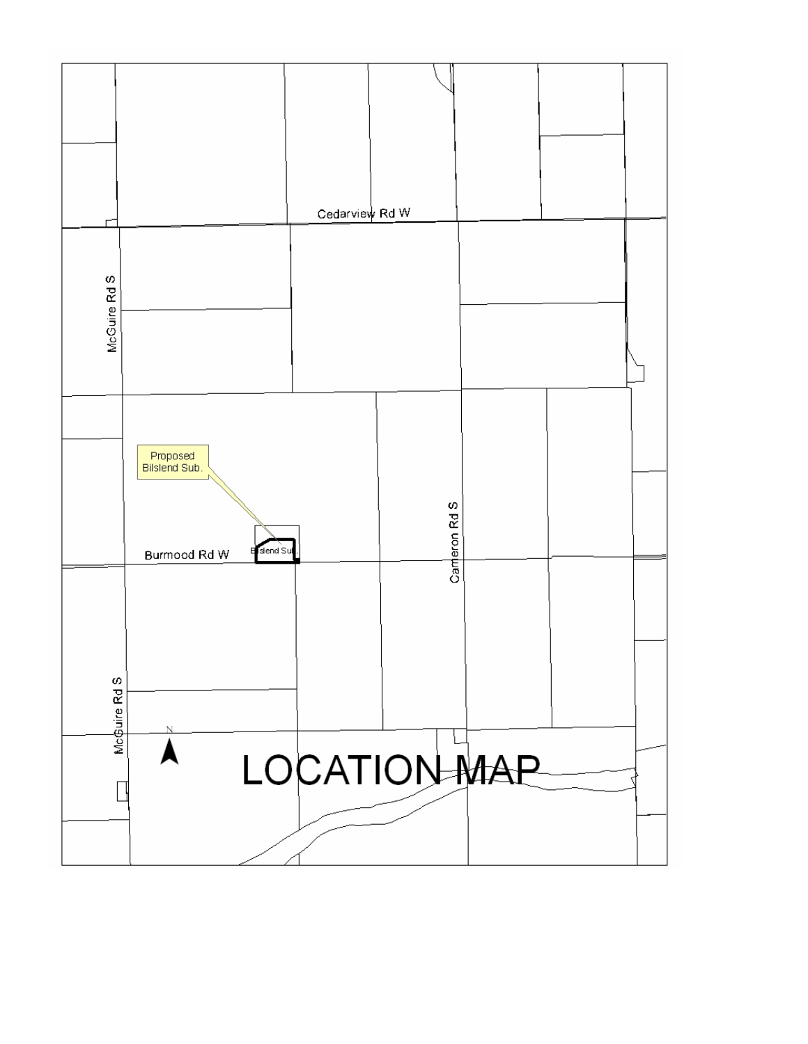Cedarview Rd W

McGuire Rd S

Proposed Bilslend Sub.

Burmood Rd W

Bilslend Sub.

Cameron Rd S

McGuire Rd S

N

# LOCATION MAP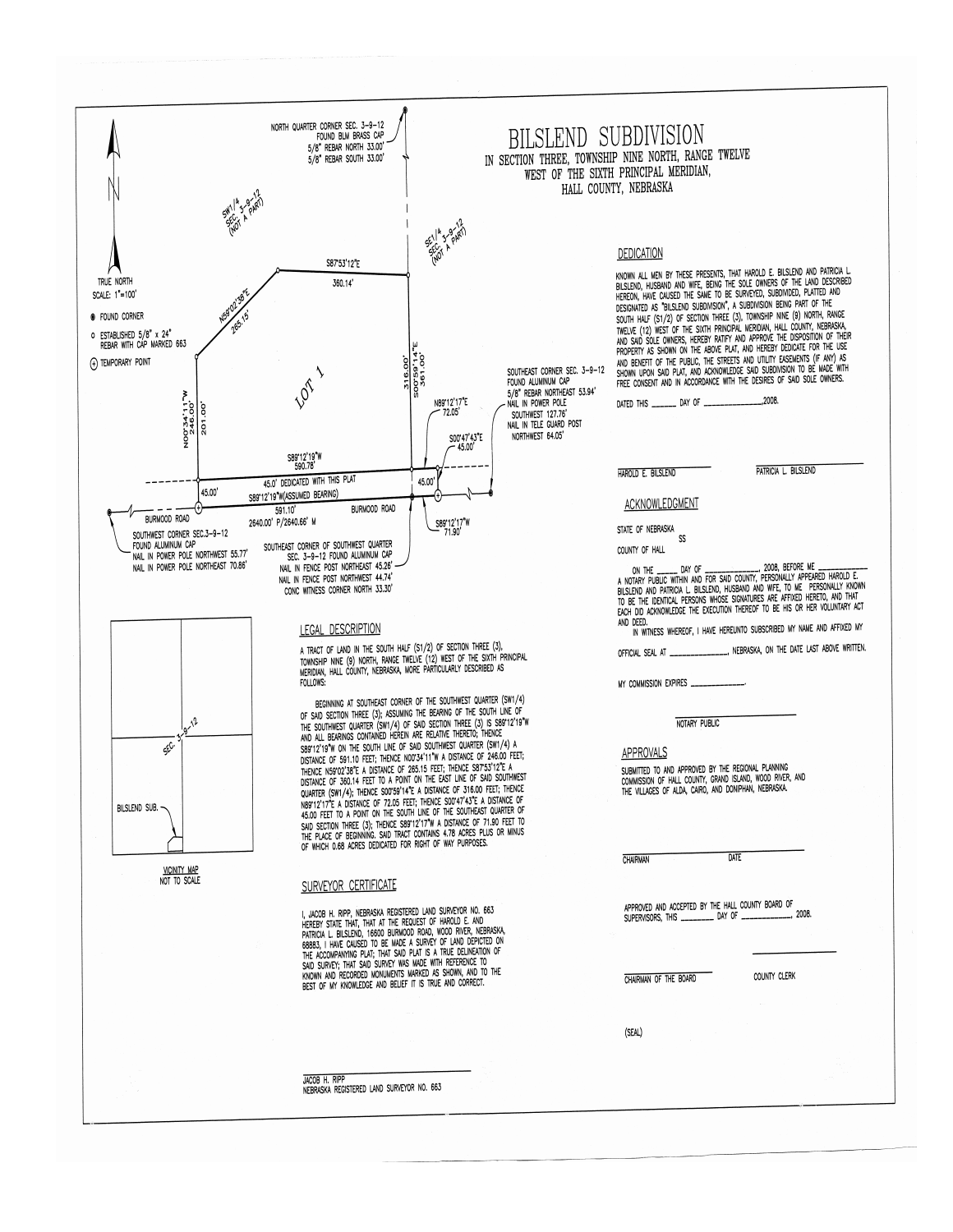# BILSLEND SUBDIVISION

IN SECTION THREE, TOWNSHIP NINE NORTH, RANGE TWELVE WEST OF THE SIXTH PRINCIPAL MERIDIAN, HALL COUNTY, NEBRASKA

N

TRUE NORTH
SCALE: 1"=100'

◉ FOUND CORNER

○ ESTABLISHED 5/8" x 24" REBAR WITH CAP MARKED 663

⊕ TEMPORARY POINT

NORTH QUARTER CORNER SEC. 3-9-12
FOUND BLM BRASS CAP
5/8" REBAR NORTH 33.00'
5/8" REBAR SOUTH 33.00'

SW1/4 SEC. 3-9-12 (NOT A PART)

SE1/4 SEC. 3-9-12 (NOT A PART)

S87°53'12"E
360.14'

N59°02'38"E
265.15'

LOT 1

N00°34'11"W
246.00'
201.00'

316.00'
S00°59'14"E
361.00'

N89°12'17"E
72.05'

S00°47'43"E
45.00'

SOUTHEAST CORNER SEC. 3-9-12
FOUND ALUMINUM CAP
5/8" REBAR NORTHEAST 53.94'
NAIL IN POWER POLE SOUTHWEST 127.76'
NAIL IN TELE GUARD POST NORTHWEST 64.05'

S89°12'19"W
590.78'

45.0' DEDICATED WITH THIS PLAT

45.00'

45.00'

S89°12'19"W(ASSUMED BEARING)
591.10'
2640.00' P/2640.66' M

BURMOOD ROAD

BURMOOD ROAD

S89°12'17"W
71.90'

SOUTHWEST CORNER SEC.3-9-12
FOUND ALUMINUM CAP
NAIL IN POWER POLE NORTHWEST 55.77'
NAIL IN POWER POLE NORTHEAST 70.86'

SOUTHEAST CORNER OF SOUTHWEST QUARTER
SEC. 3-9-12 FOUND ALUMINUM CAP
NAIL IN FENCE POST NORTHEAST 45.26'
NAIL IN FENCE POST NORTHWEST 44.74'
CONC WITNESS CORNER NORTH 33.30'

SEC. 3-9-12

BILSLEND SUB.

VICINITY MAP
NOT TO SCALE

## DEDICATION

KNOWN ALL MEN BY THESE PRESENTS, THAT HAROLD E. BILSLEND AND PATRICIA L. BILSLEND, HUSBAND AND WIFE, BEING THE SOLE OWNERS OF THE LAND DESCRIBED HEREON, HAVE CAUSED THE SAME TO BE SURVEYED, SUBDIVIDED, PLATTED AND DESIGNATED AS "BILSLEND SUBDIVISION", A SUBDIVISION BEING PART OF THE SOUTH HALF (S1/2) OF SECTION THREE (3), TOWNSHIP NINE (9) NORTH, RANGE TWELVE (12) WEST OF THE SIXTH PRINCIPAL MERIDIAN, HALL COUNTY, NEBRASKA, AND SAID SOLE OWNERS, HEREBY RATIFY AND APPROVE THE DISPOSITION OF THEIR PROPERTY AS SHOWN ON THE ABOVE PLAT, AND HEREBY DEDICATE FOR THE USE AND BENEFIT OF THE PUBLIC, THE STREETS AND UTILITY EASEMENTS (IF ANY) AS SHOWN UPON SAID PLAT, AND ACKNOWLEDGE SAID SUBDIVISION TO BE MADE WITH FREE CONSENT AND IN ACCORDANCE WITH THE DESIRES OF SAID SOLE OWNERS.

DATED THIS ______ DAY OF ______________2008.

HAROLD E. BILSLEND

PATRICIA L. BILSLEND

## ACKNOWLEDGMENT

STATE OF NEBRASKA
SS
COUNTY OF HALL

ON THE _____ DAY OF _____________, 2008, BEFORE ME ____________ A NOTARY PUBLIC WITHIN AND FOR SAID COUNTY, PERSONALLY APPEARED HAROLD E. BILSLEND AND PATRICIA L. BILSLEND, HUSBAND AND WIFE, TO ME PERSONALLY KNOWN TO BE THE IDENTICAL PERSONS WHOSE SIGNATURES ARE AFFIXED HERETO, AND THAT EACH DID ACKNOWLEDGE THE EXECUTION THEREOF TO BE HIS OR HER VOLUNTARY ACT AND DEED.

IN WITNESS WHEREOF, I HAVE HEREUNTO SUBSCRIBED MY NAME AND AFFIXED MY OFFICIAL SEAL AT _____________, NEBRASKA, ON THE DATE LAST ABOVE WRITTEN.

MY COMMISSION EXPIRES _____________.

NOTARY PUBLIC

## LEGAL DESCRIPTION

A TRACT OF LAND IN THE SOUTH HALF (S1/2) OF SECTION THREE (3), TOWNSHIP NINE (9) NORTH, RANGE TWELVE (12) WEST OF THE SIXTH PRINCIPAL MERIDIAN, HALL COUNTY, NEBRASKA, MORE PARTICULARLY DESCRIBED AS FOLLOWS:

BEGINNING AT SOUTHEAST CORNER OF THE SOUTHWEST QUARTER (SW1/4) OF SAID SECTION THREE (3); ASSUMING THE BEARING OF THE SOUTH LINE OF THE SOUTHWEST QUARTER (SW1/4) OF SAID SECTION THREE (3) IS S89°12'19"W AND ALL BEARINGS CONTAINED HEREIN ARE RELATIVE THERETO; THENCE S89°12'19"W ON THE SOUTH LINE OF SAID SOUTHWEST QUARTER (SW1/4) A DISTANCE OF 591.10 FEET; THENCE N00°34'11"W A DISTANCE OF 246.00 FEET; THENCE N59°02'38"E A DISTANCE OF 265.15 FEET; THENCE S87°53'12"E A DISTANCE OF 360.14 FEET TO A POINT ON THE EAST LINE OF SAID SOUTHWEST QUARTER (SW1/4); THENCE S00°59'14"E A DISTANCE OF 316.00 FEET; THENCE N89°12'17"E A DISTANCE OF 72.05 FEET; THENCE S00°47'43"E A DISTANCE OF 45.00 FEET TO A POINT ON THE SOUTH LINE OF THE SOUTHEAST QUARTER OF SAID SECTION THREE (3); THENCE S89°12'17"W A DISTANCE OF 71.90 FEET TO THE PLACE OF BEGINNING. SAID TRACT CONTAINS 4.78 ACRES PLUS OR MINUS OF WHICH 0.68 ACRES DEDICATED FOR RIGHT OF WAY PURPOSES.

## SURVEYOR CERTIFICATE

I, JACOB H. RIPP, NEBRASKA REGISTERED LAND SURVEYOR NO. 663 HEREBY STATE THAT, THAT AT THE REQUEST OF HAROLD E. AND PATRICIA L. BILSLEND, 16600 BURMOOD ROAD, WOOD RIVER, NEBRASKA, 68883, I HAVE CAUSED TO BE MADE A SURVEY OF LAND DEPICTED ON THE ACCOMPANYING PLAT; THAT SAID PLAT IS A TRUE DELINEATION OF SAID SURVEY; THAT SAID SURVEY WAS MADE WITH REFERENCE TO KNOWN AND RECORDED MONUMENTS MARKED AS SHOWN, AND TO THE BEST OF MY KNOWLEDGE AND BELIEF IT IS TRUE AND CORRECT.

JACOB H. RIPP
NEBRASKA REGISTERED LAND SURVEYOR NO. 663

## APPROVALS

SUBMITTED TO AND APPROVED BY THE REGIONAL PLANNING COMMISSION OF HALL COUNTY, GRAND ISLAND, WOOD RIVER, AND THE VILLAGES OF ALDA, CAIRO, AND DONIPHAN, NEBRASKA.

CHAIRMAN &nbsp;&nbsp;&nbsp;&nbsp; DATE

APPROVED AND ACCEPTED BY THE HALL COUNTY BOARD OF SUPERVISORS, THIS ________ DAY OF ____________, 2008.

CHAIRMAN OF THE BOARD

COUNTY CLERK

(SEAL)